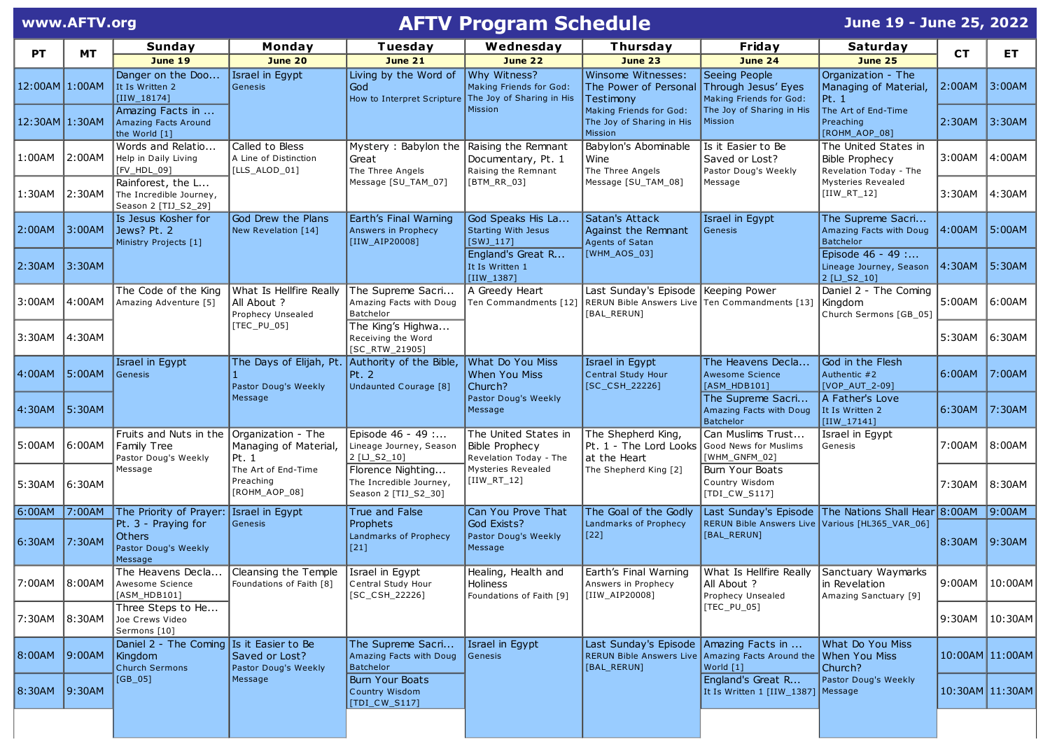# AFTV Program Schedule

www.AFTV.org

June 19 - June 25, 2022

| PT | MT | Sunday June 19 | Monday June 20 | Tuesday June 21 | Wednesday June 22 | Thursday June 23 | Friday June 24 | Saturday June 25 | CT | ET |
|---|---|---|---|---|---|---|---|---|---|---|
| 12:00AM | 1:00AM | Danger on the Doo... It Is Written 2 [IIW_18174] | Israel in Egypt Genesis | Living by the Word of God How to Interpret Scripture | Why Witness? Making Friends for God: The Joy of Sharing in His Mission | Winsome Witnesses: The Power of Personal Testimony Making Friends for God: The Joy of Sharing in His Mission | Seeing People Through Jesus' Eyes Making Friends for God: The Joy of Sharing in His Mission | Organization - The Managing of Material, Pt. 1 The Art of End-Time Preaching [ROHM_AOP_08] | 2:00AM | 3:00AM |
| 12:30AM | 1:30AM | Amazing Facts in ... Amazing Facts Around the World [1] | | | | | | | 2:30AM | 3:30AM |
| 1:00AM | 2:00AM | Words and Relatio... Help in Daily Living [FV_HDL_09] | Called to Bless A Line of Distinction [LLS_ALOD_01] | Mystery : Babylon the Great The Three Angels Message [SU_TAM_07] | Raising the Remnant Documentary, Pt. 1 Raising the Remnant [BTM_RR_03] | Babylon's Abominable Wine The Three Angels Message [SU_TAM_08] | Is it Easier to Be Saved or Lost? Pastor Doug's Weekly Message | The United States in Bible Prophecy Revelation Today - The Mysteries Revealed [IIW_RT_12] | 3:00AM | 4:00AM |
| 1:30AM | 2:30AM | Rainforest, the L... The Incredible Journey, Season 2 [TIJ_S2_29] | | | | | | | 3:30AM | 4:30AM |
| 2:00AM | 3:00AM | Is Jesus Kosher for Jews? Pt. 2 Ministry Projects [1] | God Drew the Plans New Revelation [14] | Earth's Final Warning Answers in Prophecy [IIW_AIP20008] | God Speaks His La... Starting With Jesus [SWJ_117] | Satan's Attack Against the Remnant Agents of Satan [WHM_AOS_03] | Israel in Egypt Genesis | The Supreme Sacri... Amazing Facts with Doug Batchelor | 4:00AM | 5:00AM |
| 2:30AM | 3:30AM | | | | England's Great R... It Is Written 1 [IIW_1387] | | | Episode 46 - 49 :... Lineage Journey, Season 2 [LJ_S2_10] | 4:30AM | 5:30AM |
| 3:00AM | 4:00AM | The Code of the King Amazing Adventure [5] | What Is Hellfire Really All About ? Prophecy Unsealed [TEC_PU_05] | The Supreme Sacri... Amazing Facts with Doug Batchelor | A Greedy Heart Ten Commandments [12] | Last Sunday's Episode RERUN Bible Answers Live [BAL_RERUN] | Keeping Power Ten Commandments [13] | Daniel 2 - The Coming Kingdom Church Sermons [GB_05] | 5:00AM | 6:00AM |
| 3:30AM | 4:30AM | | | The King's Highwa... Receiving the Word [SC_RTW_21905] | | | | | 5:30AM | 6:30AM |
| 4:00AM | 5:00AM | Israel in Egypt Genesis | The Days of Elijah, Pt. 1 Pastor Doug's Weekly Message | Authority of the Bible, Pt. 2 Undaunted Courage [8] | What Do You Miss When You Miss Church? Pastor Doug's Weekly Message | Israel in Egypt Central Study Hour [SC_CSH_22226] | The Heavens Decla... Awesome Science [ASM_HDB101] | God in the Flesh Authentic #2 [VOP_AUT_2-09] | 6:00AM | 7:00AM |
| 4:30AM | 5:30AM | | | | | | The Supreme Sacri... Amazing Facts with Doug Batchelor | A Father's Love It Is Written 2 [IIW_17141] | 6:30AM | 7:30AM |
| 5:00AM | 6:00AM | Fruits and Nuts in the Family Tree Pastor Doug's Weekly Message | Organization - The Managing of Material, Pt. 1 The Art of End-Time Preaching [ROHM_AOP_08] | Episode 46 - 49 :... Lineage Journey, Season 2 [LJ_S2_10] | The United States in Bible Prophecy Revelation Today - The Mysteries Revealed [IIW_RT_12] | The Shepherd King, Pt. 1 - The Lord Looks at the Heart The Shepherd King [2] | Can Muslims Trust... Good News for Muslims [WHM_GNFM_02] | Israel in Egypt Genesis | 7:00AM | 8:00AM |
| 5:30AM | 6:30AM | | | Florence Nighting... The Incredible Journey, Season 2 [TIJ_S2_30] | | | Burn Your Boats Country Wisdom [TDI_CW_S117] | | 7:30AM | 8:30AM |
| 6:00AM | 7:00AM | The Priority of Prayer: Pt. 3 - Praying for Others Pastor Doug's Weekly Message | Israel in Egypt Genesis | True and False Prophets Landmarks of Prophecy [21] | Can You Prove That God Exists? Pastor Doug's Weekly Message | The Goal of the Godly Landmarks of Prophecy [22] | Last Sunday's Episode RERUN Bible Answers Live [BAL_RERUN] | The Nations Shall Hear Various [HL365_VAR_06] | 8:00AM | 9:00AM |
| 6:30AM | 7:30AM | | | | | | | | 8:30AM | 9:30AM |
| 7:00AM | 8:00AM | The Heavens Decla... Awesome Science [ASM_HDB101] | Cleansing the Temple Foundations of Faith [8] | Israel in Egypt Central Study Hour [SC_CSH_22226] | Healing, Health and Holiness Foundations of Faith [9] | Earth's Final Warning Answers in Prophecy [IIW_AIP20008] | What Is Hellfire Really All About ? Prophecy Unsealed [TEC_PU_05] | Sanctuary Waymarks in Revelation Amazing Sanctuary [9] | 9:00AM | 10:00AM |
| 7:30AM | 8:30AM | Three Steps to He... Joe Crews Video Sermons [10] | | | | | | | 9:30AM | 10:30AM |
| 8:00AM | 9:00AM | Daniel 2 - The Coming Kingdom Church Sermons [GB_05] | Is it Easier to Be Saved or Lost? Pastor Doug's Weekly Message | The Supreme Sacri... Amazing Facts with Doug Batchelor | Israel in Egypt Genesis | Last Sunday's Episode RERUN Bible Answers Live [BAL_RERUN] | Amazing Facts in ... Amazing Facts Around the World [1] | What Do You Miss When You Miss Church? Pastor Doug's Weekly Message | 10:00AM | 11:00AM |
| 8:30AM | 9:30AM | | | Burn Your Boats Country Wisdom [TDI_CW_S117] | | | England's Great R... It Is Written 1 [IIW_1387] | | 10:30AM | 11:30AM |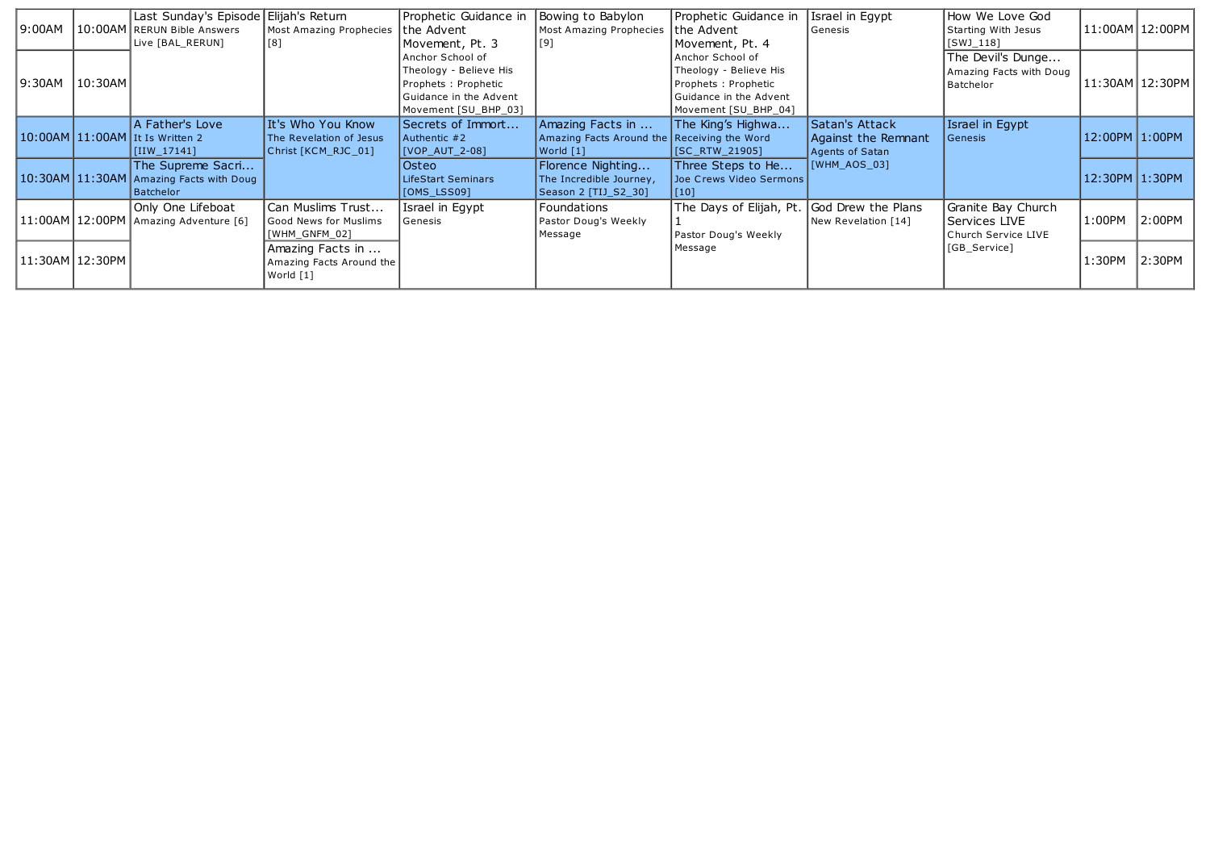| | | | | | | | | | | |
|---|---|---|---|---|---|---|---|---|---|---|
| 9:00AM | 10:00AM | Last Sunday's Episode<br>RERUN Bible Answers Live [BAL_RERUN] | Elijah's Return<br>Most Amazing Prophecies [8] | Prophetic Guidance in the Advent Movement, Pt. 3<br>Anchor School of Theology - Believe His Prophets : Prophetic Guidance in the Advent Movement [SU_BHP_03] | Bowing to Babylon<br>Most Amazing Prophecies [9] | Prophetic Guidance in the Advent Movement, Pt. 4<br>Anchor School of Theology - Believe His Prophets : Prophetic Guidance in the Advent Movement [SU_BHP_04] | Israel in Egypt<br>Genesis | How We Love God<br>Starting With Jesus [SWJ_118] | 11:00AM | 12:00PM |
| 9:30AM | 10:30AM | | | | | | | The Devil's Dunge...<br>Amazing Facts with Doug Batchelor | 11:30AM | 12:30PM |
| 10:00AM | 11:00AM | A Father's Love<br>It Is Written 2 [IIW_17141] | It's Who You Know<br>The Revelation of Jesus Christ [KCM_RJC_01] | Secrets of Immort...<br>Authentic #2 [VOP_AUT_2-08] | Amazing Facts in ...<br>Amazing Facts Around the World [1] | The King's Highwa...<br>Receiving the Word [SC_RTW_21905] | Satan's Attack Against the Remnant<br>Agents of Satan [WHM_AOS_03] | Israel in Egypt<br>Genesis | 12:00PM | 1:00PM |
| 10:30AM | 11:30AM | The Supreme Sacri...<br>Amazing Facts with Doug Batchelor | | Osteo<br>LifeStart Seminars [OMS_LSS09] | Florence Nighting...<br>The Incredible Journey, Season 2 [TIJ_S2_30] | Three Steps to He...<br>Joe Crews Video Sermons [10] | | | 12:30PM | 1:30PM |
| 11:00AM | 12:00PM | Only One Lifeboat<br>Amazing Adventure [6] | Can Muslims Trust...<br>Good News for Muslims [WHM_GNFM_02] | Israel in Egypt<br>Genesis | Foundations<br>Pastor Doug's Weekly Message | The Days of Elijah, Pt. 1<br>Pastor Doug's Weekly Message | God Drew the Plans<br>New Revelation [14] | Granite Bay Church Services LIVE<br>Church Service LIVE [GB_Service] | 1:00PM | 2:00PM |
| 11:30AM | 12:30PM | | Amazing Facts in ...<br>Amazing Facts Around the World [1] | | | | | | 1:30PM | 2:30PM |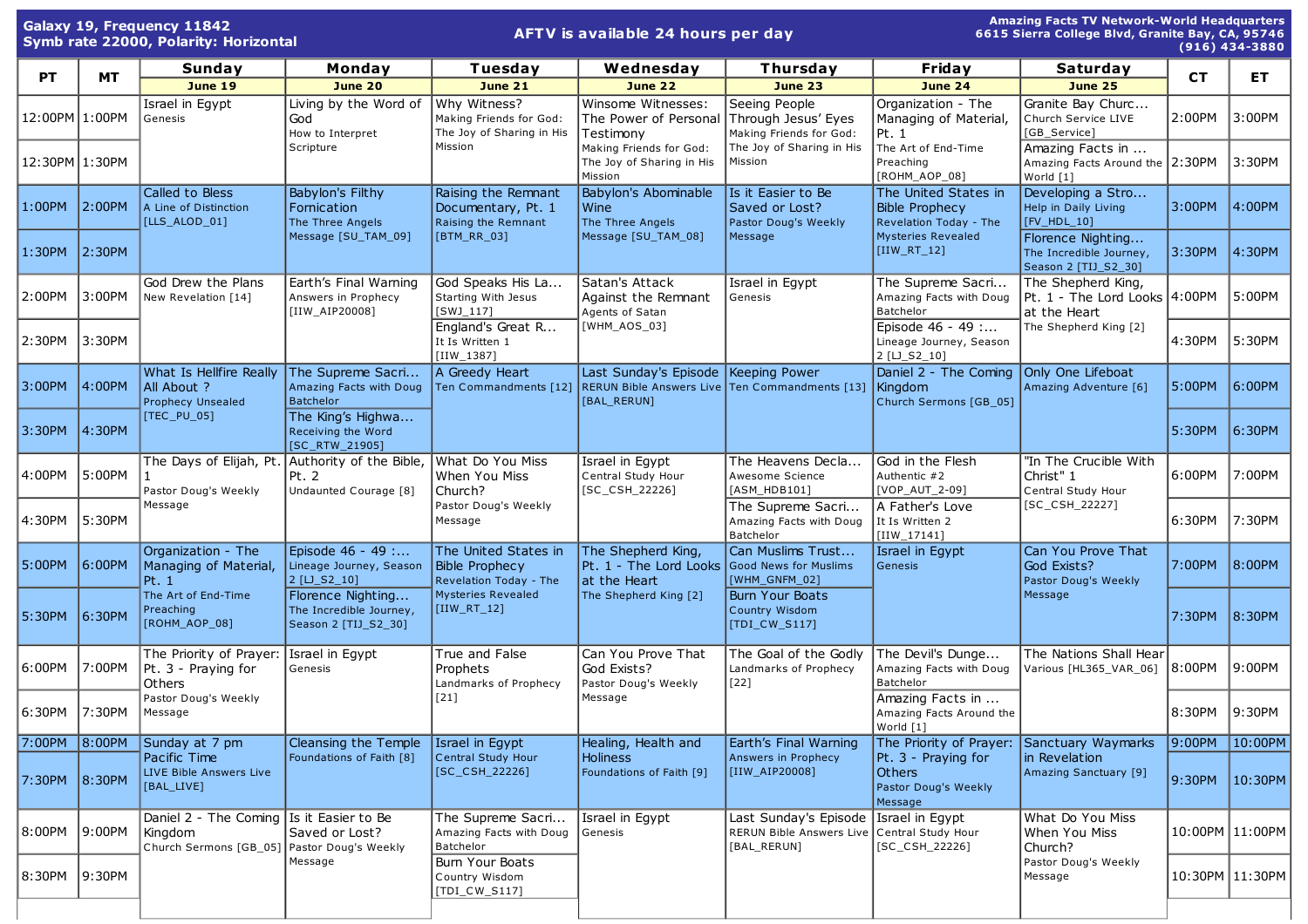**Galaxy 19, Frequency 11842**
**Symb rate 22000, Polarity: Horizontal**

**AFTV is available 24 hours per day**

**Amazing Facts TV Network-World Headquarters**
**6615 Sierra College Blvd, Granite Bay, CA, 95746**
**(916) 434-3880**

| PT | MT | Sunday June 19 | Monday June 20 | Tuesday June 21 | Wednesday June 22 | Thursday June 23 | Friday June 24 | Saturday June 25 | CT | ET |
|---|---|---|---|---|---|---|---|---|---|---|
| 12:00PM | 1:00PM | Israel in Egypt Genesis | Living by the Word of God How to Interpret Scripture | Why Witness? Making Friends for God: The Joy of Sharing in His Mission | Winsome Witnesses: The Power of Personal Testimony Making Friends for God: The Joy of Sharing in His Mission | Seeing People Through Jesus' Eyes Making Friends for God: The Joy of Sharing in His Mission | Organization - The Managing of Material, Pt. 1 The Art of End-Time Preaching [ROHM_AOP_08] | Granite Bay Churc... Church Service LIVE [GB_Service] | 2:00PM | 3:00PM |
| 12:30PM | 1:30PM | | | | | | | Amazing Facts in ... Amazing Facts Around the World [1] | 2:30PM | 3:30PM |
| 1:00PM | 2:00PM | Called to Bless A Line of Distinction [LLS_ALOD_01] | Babylon's Filthy Fornication The Three Angels Message [SU_TAM_09] | Raising the Remnant Documentary, Pt. 1 Raising the Remnant [BTM_RR_03] | Babylon's Abominable Wine The Three Angels Message [SU_TAM_08] | Is it Easier to Be Saved or Lost? Pastor Doug's Weekly Message | The United States in Bible Prophecy Revelation Today - The Mysteries Revealed [IIW_RT_12] | Developing a Stro... Help in Daily Living [FV_HDL_10] | 3:00PM | 4:00PM |
| 1:30PM | 2:30PM | | | | | | | Florence Nighting... The Incredible Journey, Season 2 [TIJ_S2_30] | 3:30PM | 4:30PM |
| 2:00PM | 3:00PM | God Drew the Plans New Revelation [14] | Earth's Final Warning Answers in Prophecy [IIW_AIP20008] | God Speaks His La... Starting With Jesus [SWJ_117] | Satan's Attack Against the Remnant Agents of Satan [WHM_AOS_03] | Israel in Egypt Genesis | The Supreme Sacri... Amazing Facts with Doug Batchelor | The Shepherd King, Pt. 1 - The Lord Looks at the Heart The Shepherd King [2] | 4:00PM | 5:00PM |
| 2:30PM | 3:30PM | | | England's Great R... It Is Written 1 [IIW_1387] | | | Episode 46 - 49 :... Lineage Journey, Season 2 [LJ_S2_10] | | 4:30PM | 5:30PM |
| 3:00PM | 4:00PM | What Is Hellfire Really All About ? Prophecy Unsealed [TEC_PU_05] | The Supreme Sacri... Amazing Facts with Doug Batchelor | A Greedy Heart Ten Commandments [12] | Last Sunday's Episode RERUN Bible Answers Live [BAL_RERUN] | Keeping Power Ten Commandments [13] | Daniel 2 - The Coming Kingdom Church Sermons [GB_05] | Only One Lifeboat Amazing Adventure [6] | 5:00PM | 6:00PM |
| 3:30PM | 4:30PM | | The King's Highwa... Receiving the Word [SC_RTW_21905] | | | | | | 5:30PM | 6:30PM |
| 4:00PM | 5:00PM | The Days of Elijah, Pt. 1 Pastor Doug's Weekly Message | Authority of the Bible, Pt. 2 Undaunted Courage [8] | What Do You Miss When You Miss Church? Pastor Doug's Weekly Message | Israel in Egypt Central Study Hour [SC_CSH_22226] | The Heavens Decla... Awesome Science [ASM_HDB101] | God in the Flesh Authentic #2 [VOP_AUT_2-09] | "In The Crucible With Christ" 1 Central Study Hour [SC_CSH_22227] | 6:00PM | 7:00PM |
| 4:30PM | 5:30PM | | | | | The Supreme Sacri... Amazing Facts with Doug Batchelor | A Father's Love It Is Written 2 [IIW_17141] | | 6:30PM | 7:30PM |
| 5:00PM | 6:00PM | Organization - The Managing of Material, Pt. 1 The Art of End-Time Preaching [ROHM_AOP_08] | Episode 46 - 49 :... Lineage Journey, Season 2 [LJ_S2_10] | The United States in Bible Prophecy Revelation Today - The Mysteries Revealed [IIW_RT_12] | The Shepherd King, Pt. 1 - The Lord Looks at the Heart The Shepherd King [2] | Can Muslims Trust... Good News for Muslims [WHM_GNFM_02] | Israel in Egypt Genesis | Can You Prove That God Exists? Pastor Doug's Weekly Message | 7:00PM | 8:00PM |
| 5:30PM | 6:30PM | | Florence Nighting... The Incredible Journey, Season 2 [TIJ_S2_30] | | | Burn Your Boats Country Wisdom [TDI_CW_S117] | | | 7:30PM | 8:30PM |
| 6:00PM | 7:00PM | The Priority of Prayer: Pt. 3 - Praying for Others Pastor Doug's Weekly Message | Israel in Egypt Genesis | True and False Prophets Landmarks of Prophecy [21] | Can You Prove That God Exists? Pastor Doug's Weekly Message | The Goal of the Godly Landmarks of Prophecy [22] | The Devil's Dunge... Amazing Facts with Doug Batchelor | The Nations Shall Hear Various [HL365_VAR_06] | 8:00PM | 9:00PM |
| 6:30PM | 7:30PM | | | | | | Amazing Facts in ... Amazing Facts Around the World [1] | | 8:30PM | 9:30PM |
| 7:00PM | 8:00PM | Sunday at 7 pm Pacific Time LIVE Bible Answers Live [BAL_LIVE] | Cleansing the Temple Foundations of Faith [8] | Israel in Egypt Central Study Hour [SC_CSH_22226] | Healing, Health and Holiness Foundations of Faith [9] | Earth's Final Warning Answers in Prophecy [IIW_AIP20008] | The Priority of Prayer: Pt. 3 - Praying for Others Pastor Doug's Weekly Message | Sanctuary Waymarks in Revelation Amazing Sanctuary [9] | 9:00PM | 10:00PM |
| 7:30PM | 8:30PM | | | | | | | | 9:30PM | 10:30PM |
| 8:00PM | 9:00PM | Daniel 2 - The Coming Kingdom Church Sermons [GB_05] | Is it Easier to Be Saved or Lost? Pastor Doug's Weekly Message | The Supreme Sacri... Amazing Facts with Doug Batchelor | Israel in Egypt Genesis | Last Sunday's Episode RERUN Bible Answers Live [BAL_RERUN] | Israel in Egypt Central Study Hour [SC_CSH_22226] | What Do You Miss When You Miss Church? Pastor Doug's Weekly Message | 10:00PM | 11:00PM |
| 8:30PM | 9:30PM | | | Burn Your Boats Country Wisdom [TDI_CW_S117] | | | | | 10:30PM | 11:30PM |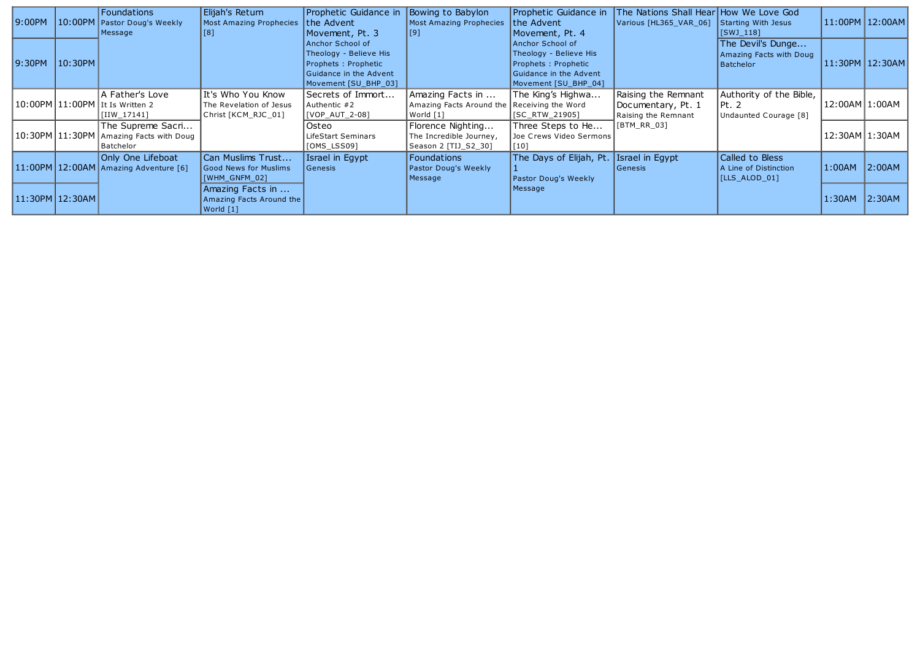| | | | | | | | | | | |
|---|---|---|---|---|---|---|---|---|---|---|
| 9:00PM | 10:00PM | Foundations<br>Pastor Doug's Weekly Message | Elijah's Return<br>Most Amazing Prophecies [8] | Prophetic Guidance in the Advent Movement, Pt. 3<br>Anchor School of Theology - Believe His Prophets : Prophetic Guidance in the Advent Movement [SU_BHP_03] | Bowing to Babylon<br>Most Amazing Prophecies [9] | Prophetic Guidance in the Advent Movement, Pt. 4<br>Anchor School of Theology - Believe His Prophets : Prophetic Guidance in the Advent Movement [SU_BHP_04] | The Nations Shall Hear<br>Various [HL365_VAR_06] | How We Love God<br>Starting With Jesus [SWJ_118] | 11:00PM | 12:00AM |
| 9:30PM | 10:30PM | | | | | | | The Devil's Dunge...<br>Amazing Facts with Doug Batchelor | 11:30PM | 12:30AM |
| 10:00PM | 11:00PM | A Father's Love<br>It Is Written 2 [IIW_17141] | It's Who You Know<br>The Revelation of Jesus Christ [KCM_RJC_01] | Secrets of Immort...<br>Authentic #2 [VOP_AUT_2-08] | Amazing Facts in ...<br>Amazing Facts Around the World [1] | The King's Highwa...<br>Receiving the Word [SC_RTW_21905] | Raising the Remnant Documentary, Pt. 1<br>Raising the Remnant [BTM_RR_03] | Authority of the Bible, Pt. 2<br>Undaunted Courage [8] | 12:00AM | 1:00AM |
| 10:30PM | 11:30PM | The Supreme Sacri...<br>Amazing Facts with Doug Batchelor | | Osteo<br>LifeStart Seminars [OMS_LSS09] | Florence Nighting...<br>The Incredible Journey, Season 2 [TIJ_S2_30] | Three Steps to He...<br>Joe Crews Video Sermons [10] | | | 12:30AM | 1:30AM |
| 11:00PM | 12:00AM | Only One Lifeboat<br>Amazing Adventure [6] | Can Muslims Trust...<br>Good News for Muslims [WHM_GNFM_02] | Israel in Egypt<br>Genesis | Foundations<br>Pastor Doug's Weekly Message | The Days of Elijah, Pt. 1<br>Pastor Doug's Weekly Message | Israel in Egypt<br>Genesis | Called to Bless<br>A Line of Distinction [LLS_ALOD_01] | 1:00AM | 2:00AM |
| 11:30PM | 12:30AM | | Amazing Facts in ...<br>Amazing Facts Around the World [1] | | | | | | 1:30AM | 2:30AM |